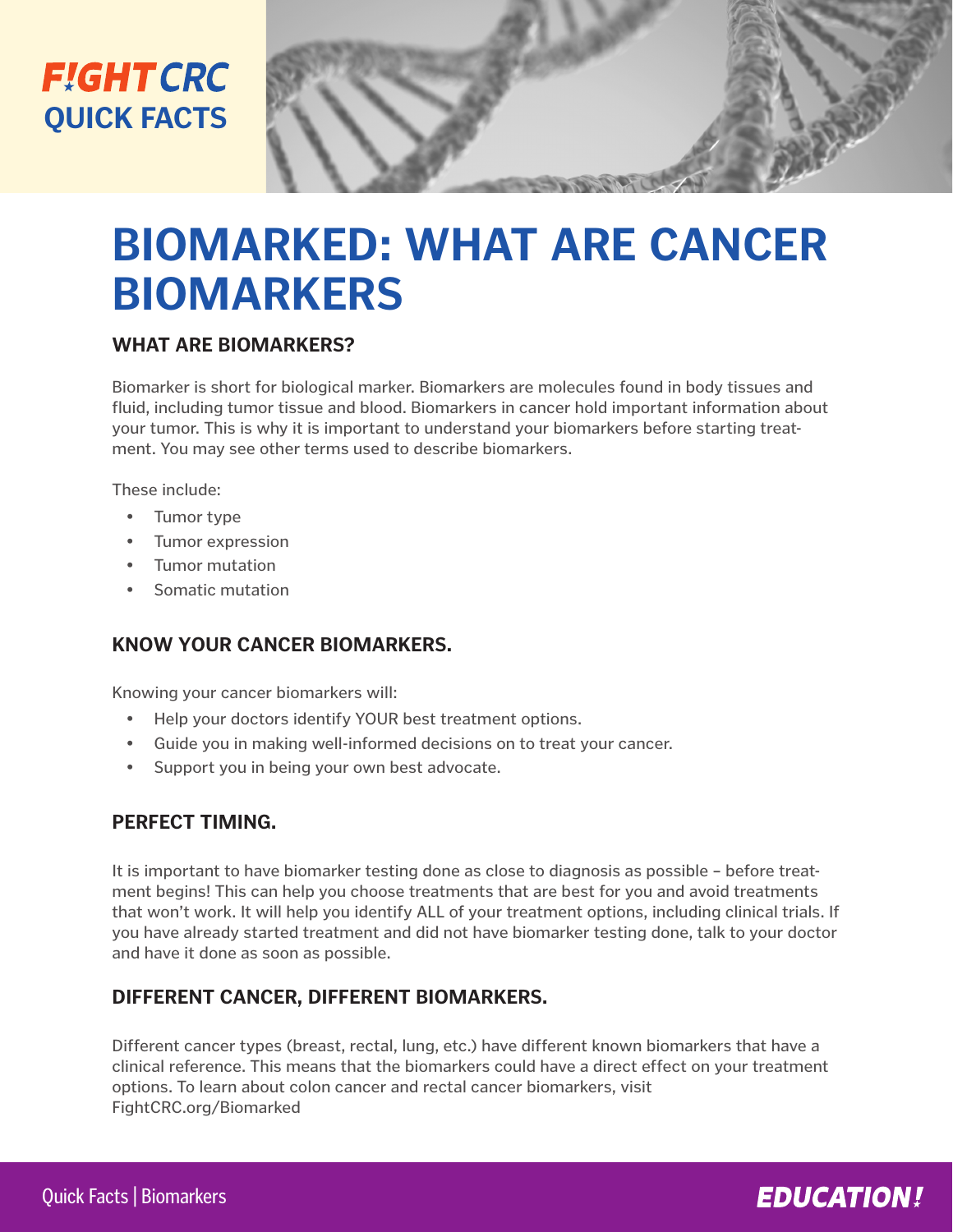FIGHT CRC
QUICK FACTS

# BIOMARKED: WHAT ARE CANCER BIOMARKERS

## WHAT ARE BIOMARKERS?

Biomarker is short for biological marker. Biomarkers are molecules found in body tissues and fluid, including tumor tissue and blood. Biomarkers in cancer hold important information about your tumor. This is why it is important to understand your biomarkers before starting treatment. You may see other terms used to describe biomarkers.

These include:

- Tumor type
- Tumor expression
- Tumor mutation
- Somatic mutation

## KNOW YOUR CANCER BIOMARKERS.

Knowing your cancer biomarkers will:

- Help your doctors identify YOUR best treatment options.
- Guide you in making well-informed decisions on to treat your cancer.
- Support you in being your own best advocate.

## PERFECT TIMING.

It is important to have biomarker testing done as close to diagnosis as possible – before treatment begins! This can help you choose treatments that are best for you and avoid treatments that won't work. It will help you identify ALL of your treatment options, including clinical trials. If you have already started treatment and did not have biomarker testing done, talk to your doctor and have it done as soon as possible.

## DIFFERENT CANCER, DIFFERENT BIOMARKERS.

Different cancer types (breast, rectal, lung, etc.) have different known biomarkers that have a clinical reference. This means that the biomarkers could have a direct effect on your treatment options. To learn about colon cancer and rectal cancer biomarkers, visit FightCRC.org/Biomarked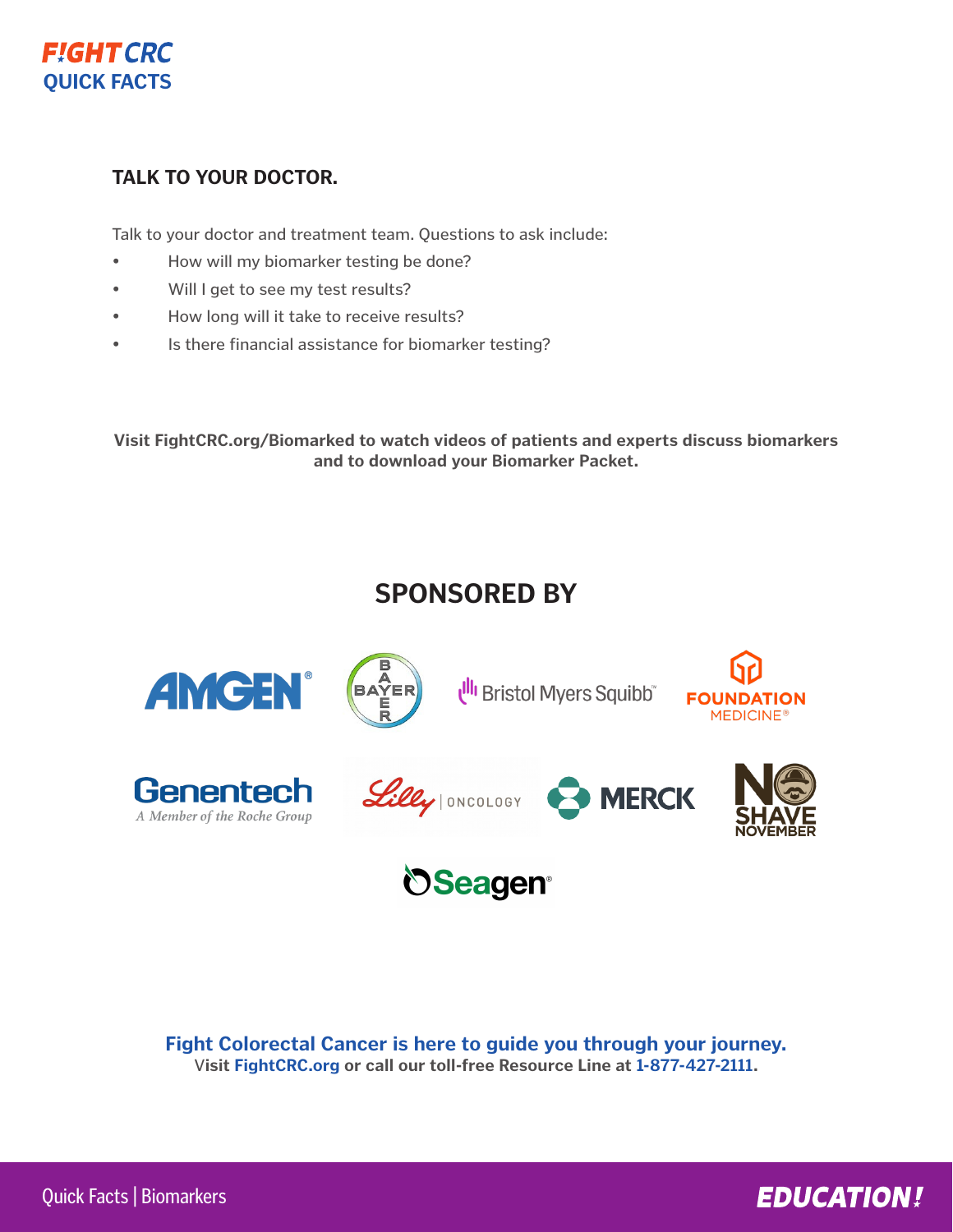## TALK TO YOUR DOCTOR.

Talk to your doctor and treatment team. Questions to ask include:

- How will my biomarker testing be done?
- Will I get to see my test results?
- How long will it take to receive results?
- Is there financial assistance for biomarker testing?

**Visit FightCRC.org/Biomarked to watch videos of patients and experts discuss biomarkers and to download your Biomarker Packet.**

## SPONSORED BY

AMGEN
BAYER
Bristol Myers Squibb
FOUNDATION MEDICINE
Genentech A Member of the Roche Group
Lilly ONCOLOGY
MERCK
NO SHAVE NOVEMBER
Seagen

**Fight Colorectal Cancer is here to guide you through your journey.**
**Visit FightCRC.org or call our toll-free Resource Line at 1-877-427-2111.**